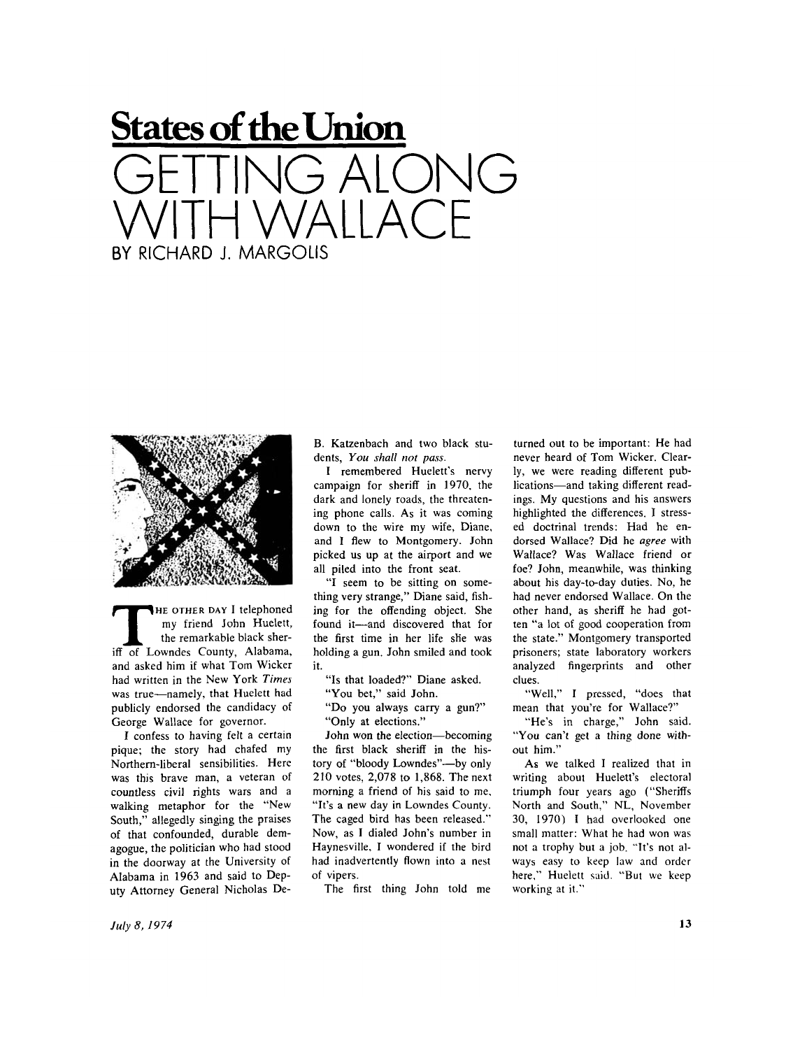# States of the Union

# GETTING ALONG WITH WALLACE

## BY RICHARD J. MARGOLIS

THE OTHER DAY I telephoned my friend John Huelett, the remarkable black sheriff of Lowndes County, Alabama, and asked him if what Tom Wicker had written in the New York *Times* was true—namely, that Huelett had publicly endorsed the candidacy of George Wallace for governor.

I confess to having felt a certain pique; the story had chafed my Northern-liberal sensibilities. Here was this brave man, a veteran of countless civil rights wars and a walking metaphor for the "New South," allegedly singing the praises of that confounded, durable demagogue, the politician who had stood in the doorway at the University of Alabama in 1963 and said to Deputy Attorney General Nicholas DeB. Katzenbach and two black students, *You shall not pass.*

I remembered Huelett's nervy campaign for sheriff in 1970, the dark and lonely roads, the threatening phone calls. As it was coming down to the wire my wife, Diane, and I flew to Montgomery. John picked us up at the airport and we all piled into the front seat.

"I seem to be sitting on something very strange," Diane said, fishing for the offending object. She found it—and discovered that for the first time in her life she was holding a gun. John smiled and took it.

"Is that loaded?" Diane asked.

"You bet," said John.

"Do you always carry a gun?"

"Only at elections."

John won the election—becoming the first black sheriff in the history of "bloody Lowndes"—by only 210 votes, 2,078 to 1,868. The next morning a friend of his said to me, "It's a new day in Lowndes County. The caged bird has been released." Now, as I dialed John's number in Haynesville, I wondered if the bird had inadvertently flown into a nest of vipers.

The first thing John told me turned out to be important: He had never heard of Tom Wicker. Clearly, we were reading different publications—and taking different readings. My questions and his answers highlighted the differences. I stressed doctrinal trends: Had he endorsed Wallace? Did he *agree* with Wallace? Was Wallace friend or foe? John, meanwhile, was thinking about his day-to-day duties. No, he had never endorsed Wallace. On the other hand, as sheriff he had gotten "a lot of good cooperation from the state." Montgomery transported prisoners; state laboratory workers analyzed fingerprints and other clues.

"Well," I pressed, "does that mean that you're for Wallace?"

"He's in charge," John said. "You can't get a thing done without him."

As we talked I realized that in writing about Huelett's electoral triumph four years ago ("Sheriffs North and South," NL, November 30, 1970) I had overlooked one small matter: What he had won was not a trophy but a job. "It's not always easy to keep law and order here," Huelett said. "But we keep working at it."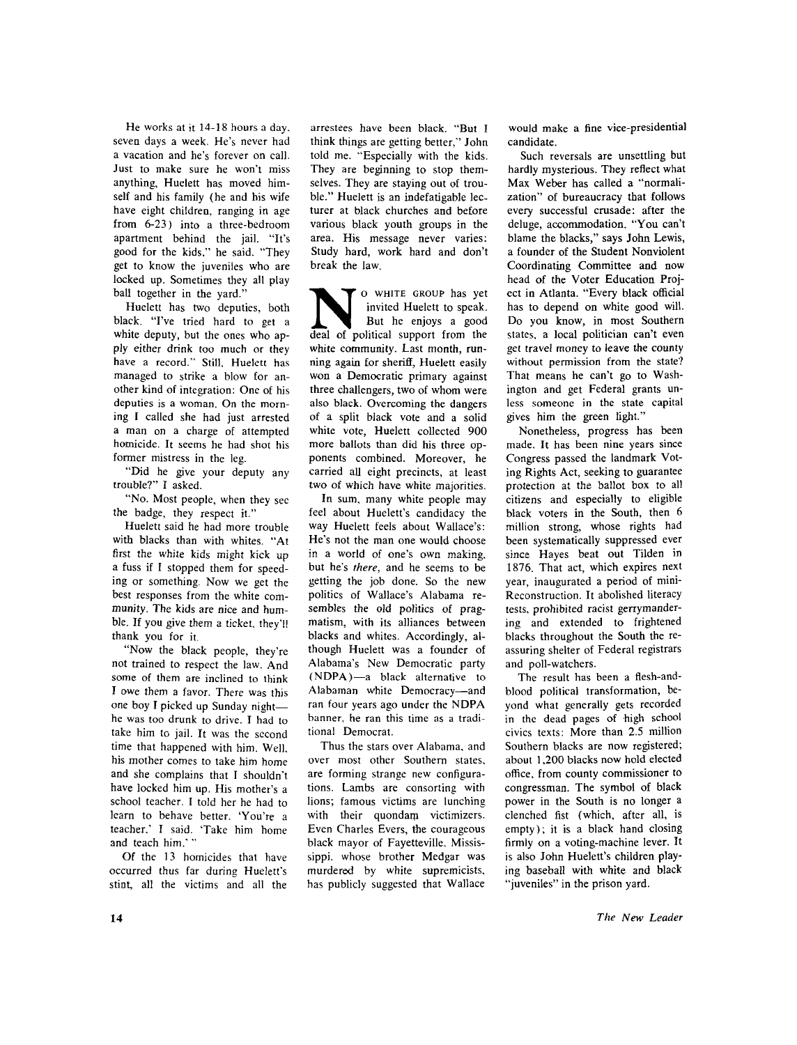He works at it 14-18 hours a day, seven days a week. He's never had a vacation and he's forever on call. Just to make sure he won't miss anything, Huelett has moved himself and his family (he and his wife have eight children, ranging in age from 6-23) into a three-bedroom apartment behind the jail. "It's good for the kids," he said. "They get to know the juveniles who are locked up. Sometimes they all play ball together in the yard."

Huelett has two deputies, both black. "I've tried hard to get a white deputy, but the ones who apply either drink too much or they have a record." Still, Huelett has managed to strike a blow for another kind of integration: One of his deputies is a woman. On the morning I called she had just arrested a man on a charge of attempted homicide. It seems he had shot his former mistress in the leg.

"Did he give your deputy any trouble?" I asked.

"No. Most people, when they see the badge, they respect it."

Huelett said he had more trouble with blacks than with whites. "At first the white kids might kick up a fuss if I stopped them for speeding or something. Now we get the best responses from the white community. The kids are nice and humble. If you give them a ticket, they'll thank you for it.

"Now the black people, they're not trained to respect the law. And some of them are inclined to think I owe them a favor. There was this one boy I picked up Sunday night—he was too drunk to drive. I had to take him to jail. It was the second time that happened with him. Well, his mother comes to take him home and she complains that I shouldn't have locked him up. His mother's a school teacher. I told her he had to learn to behave better. 'You're a teacher,' I said. 'Take him home and teach him.' "

Of the 13 homicides that have occurred thus far during Huelett's stint, all the victims and all the arrestees have been black. "But I think things are getting better," John told me. "Especially with the kids. They are beginning to stop themselves. They are staying out of trouble." Huelett is an indefatigable lecturer at black churches and before various black youth groups in the area. His message never varies: Study hard, work hard and don't break the law.

No white group has yet invited Huelett to speak. But he enjoys a good deal of political support from the white community. Last month, running again for sheriff, Huelett easily won a Democratic primary against three challengers, two of whom were also black. Overcoming the dangers of a split black vote and a solid white vote, Huelett collected 900 more ballots than did his three opponents combined. Moreover, he carried all eight precincts, at least two of which have white majorities.

In sum, many white people may feel about Huelett's candidacy the way Huelett feels about Wallace's: He's not the man one would choose in a world of one's own making, but he's *there*, and he seems to be getting the job done. So the new politics of Wallace's Alabama resembles the old politics of pragmatism, with its alliances between blacks and whites. Accordingly, although Huelett was a founder of Alabama's New Democratic party (NDPA)—a black alternative to Alabaman white Democracy—and ran four years ago under the NDPA banner, he ran this time as a traditional Democrat.

Thus the stars over Alabama, and over most other Southern states, are forming strange new configurations. Lambs are consorting with lions; famous victims are lunching with their quondam victimizers. Even Charles Evers, the courageous black mayor of Fayetteville, Mississippi, whose brother Medgar was murdered by white supremicists, has publicly suggested that Wallace would make a fine vice-presidential candidate.

Such reversals are unsettling but hardly mysterious. They reflect what Max Weber has called a "normalization" of bureaucracy that follows every successful crusade: after the deluge, accommodation. "You can't blame the blacks," says John Lewis, a founder of the Student Nonviolent Coordinating Committee and now head of the Voter Education Project in Atlanta. "Every black official has to depend on white good will. Do you know, in most Southern states, a local politician can't even get travel money to leave the county without permission from the state? That means he can't go to Washington and get Federal grants unless someone in the state capital gives him the green light."

Nonetheless, progress has been made. It has been nine years since Congress passed the landmark Voting Rights Act, seeking to guarantee protection at the ballot box to all citizens and especially to eligible black voters in the South, then 6 million strong, whose rights had been systematically suppressed ever since Hayes beat out Tilden in 1876. That act, which expires next year, inaugurated a period of mini-Reconstruction. It abolished literacy tests, prohibited racist gerrymandering and extended to frightened blacks throughout the South the reassuring shelter of Federal registrars and poll-watchers.

The result has been a flesh-and-blood political transformation, beyond what generally gets recorded in the dead pages of high school civics texts: More than 2.5 million Southern blacks are now registered; about 1,200 blacks now hold elected office, from county commissioner to congressman. The symbol of black power in the South is no longer a clenched fist (which, after all, is empty); it is a black hand closing firmly on a voting-machine lever. It is also John Huelett's children playing baseball with white and black "juveniles" in the prison yard.